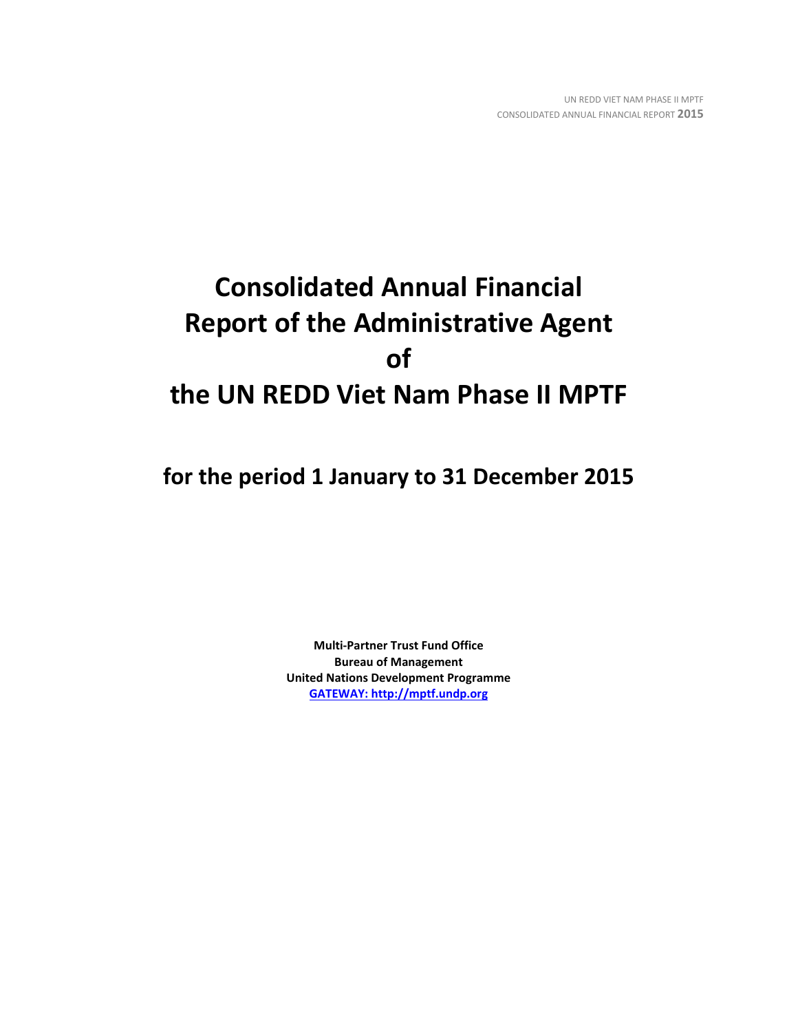# Consolidated Annual Financial Report of the Administrative Agent of the UN REDD Viet Nam Phase II MPTF

## for the period 1 January to 31 December 2015

**Multi-Partner Trust Fund Office**
**Bureau of Management**
**United Nations Development Programme**
**GATEWAY: http://mptf.undp.org**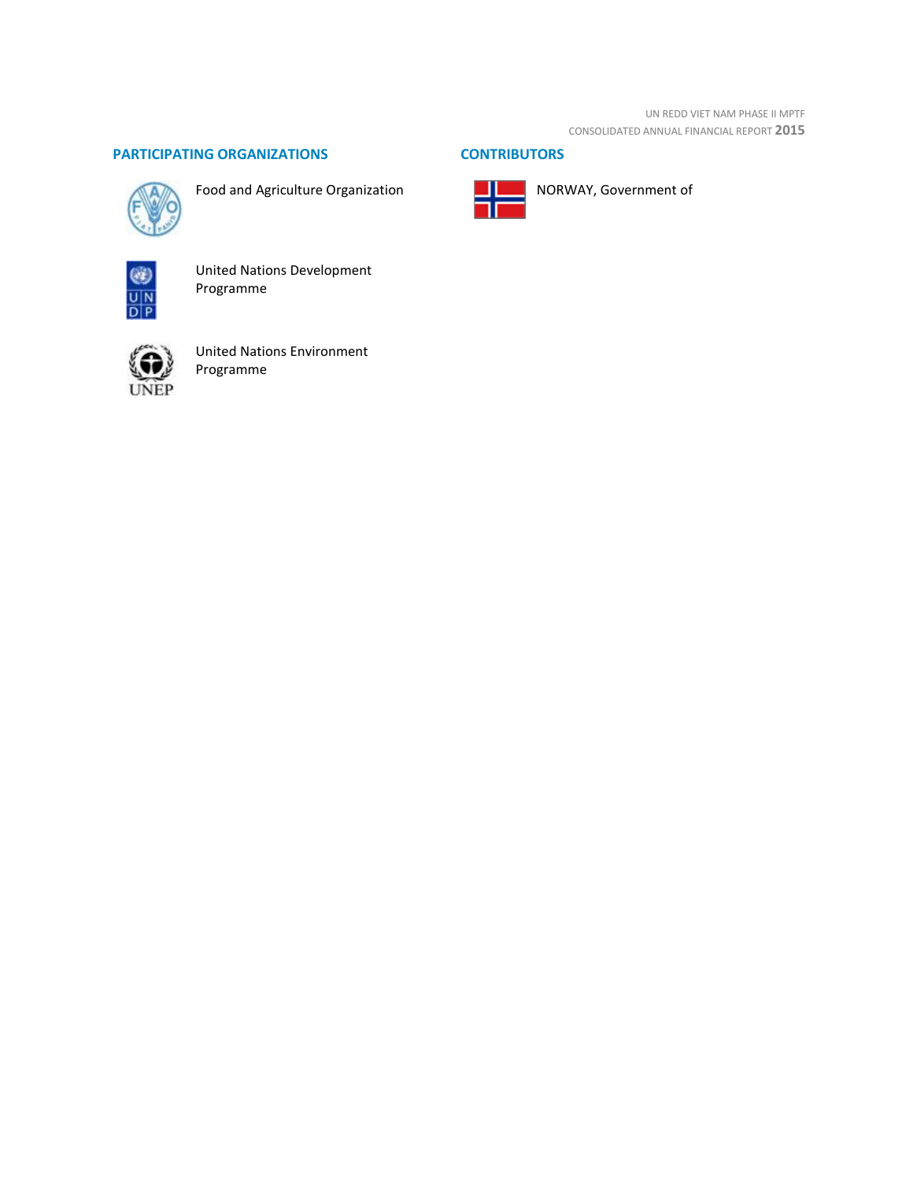## PARTICIPATING ORGANIZATIONS

Food and Agriculture Organization

United Nations Development Programme

United Nations Environment Programme

## CONTRIBUTORS

NORWAY, Government of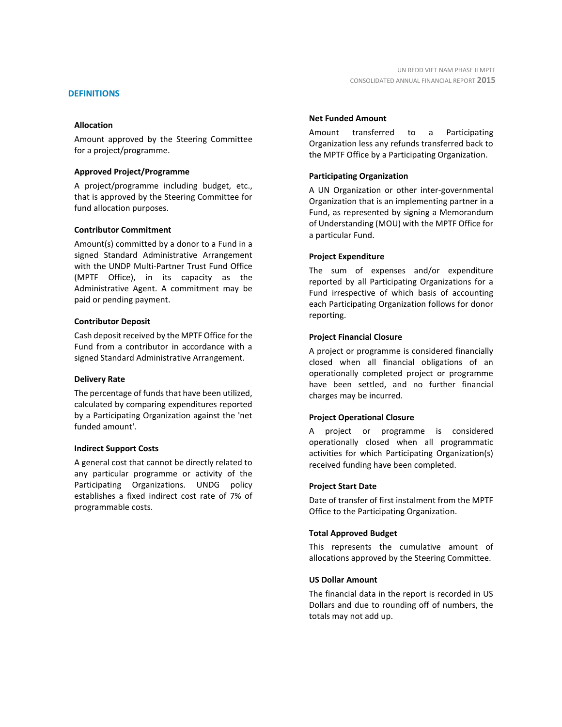## DEFINITIONS

### Allocation

Amount approved by the Steering Committee for a project/programme.

### Approved Project/Programme

A project/programme including budget, etc., that is approved by the Steering Committee for fund allocation purposes.

### Contributor Commitment

Amount(s) committed by a donor to a Fund in a signed Standard Administrative Arrangement with the UNDP Multi-Partner Trust Fund Office (MPTF Office), in its capacity as the Administrative Agent. A commitment may be paid or pending payment.

### Contributor Deposit

Cash deposit received by the MPTF Office for the Fund from a contributor in accordance with a signed Standard Administrative Arrangement.

### Delivery Rate

The percentage of funds that have been utilized, calculated by comparing expenditures reported by a Participating Organization against the 'net funded amount'.

### Indirect Support Costs

A general cost that cannot be directly related to any particular programme or activity of the Participating Organizations. UNDG policy establishes a fixed indirect cost rate of 7% of programmable costs.

### Net Funded Amount

Amount transferred to a Participating Organization less any refunds transferred back to the MPTF Office by a Participating Organization.

### Participating Organization

A UN Organization or other inter-governmental Organization that is an implementing partner in a Fund, as represented by signing a Memorandum of Understanding (MOU) with the MPTF Office for a particular Fund.

### Project Expenditure

The sum of expenses and/or expenditure reported by all Participating Organizations for a Fund irrespective of which basis of accounting each Participating Organization follows for donor reporting.

### Project Financial Closure

A project or programme is considered financially closed when all financial obligations of an operationally completed project or programme have been settled, and no further financial charges may be incurred.

### Project Operational Closure

A project or programme is considered operationally closed when all programmatic activities for which Participating Organization(s) received funding have been completed.

### Project Start Date

Date of transfer of first instalment from the MPTF Office to the Participating Organization.

### Total Approved Budget

This represents the cumulative amount of allocations approved by the Steering Committee.

### US Dollar Amount

The financial data in the report is recorded in US Dollars and due to rounding off of numbers, the totals may not add up.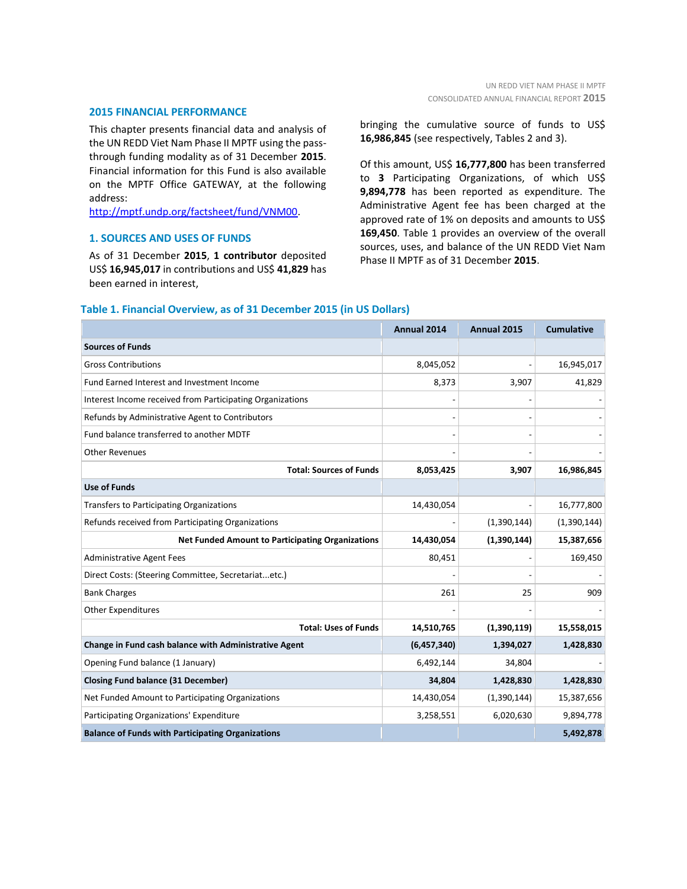## 2015 FINANCIAL PERFORMANCE

This chapter presents financial data and analysis of the UN REDD Viet Nam Phase II MPTF using the pass-through funding modality as of 31 December **2015**. Financial information for this Fund is also available on the MPTF Office GATEWAY, at the following address: http://mptf.undp.org/factsheet/fund/VNM00.

### 1. SOURCES AND USES OF FUNDS

As of 31 December **2015**, **1 contributor** deposited US$ **16,945,017** in contributions and US$ **41,829** has been earned in interest, bringing the cumulative source of funds to US$ **16,986,845** (see respectively, Tables 2 and 3).

Of this amount, US$ **16,777,800** has been transferred to **3** Participating Organizations, of which US$ **9,894,778** has been reported as expenditure. The Administrative Agent fee has been charged at the approved rate of 1% on deposits and amounts to US$ **169,450**. Table 1 provides an overview of the overall sources, uses, and balance of the UN REDD Viet Nam Phase II MPTF as of 31 December **2015**.

**Table 1. Financial Overview, as of 31 December 2015 (in US Dollars)**

| | Annual 2014 | Annual 2015 | Cumulative |
|---|---|---|---|
| **Sources of Funds** | | | |
| Gross Contributions | 8,045,052 | - | 16,945,017 |
| Fund Earned Interest and Investment Income | 8,373 | 3,907 | 41,829 |
| Interest Income received from Participating Organizations | - | - | - |
| Refunds by Administrative Agent to Contributors | - | - | - |
| Fund balance transferred to another MDTF | - | - | - |
| Other Revenues | - | - | - |
| **Total: Sources of Funds** | **8,053,425** | **3,907** | **16,986,845** |
| **Use of Funds** | | | |
| Transfers to Participating Organizations | 14,430,054 | - | 16,777,800 |
| Refunds received from Participating Organizations | - | (1,390,144) | (1,390,144) |
| **Net Funded Amount to Participating Organizations** | **14,430,054** | **(1,390,144)** | **15,387,656** |
| Administrative Agent Fees | 80,451 | - | 169,450 |
| Direct Costs: (Steering Committee, Secretariat...etc.) | - | - | - |
| Bank Charges | 261 | 25 | 909 |
| Other Expenditures | - | - | - |
| **Total: Uses of Funds** | **14,510,765** | **(1,390,119)** | **15,558,015** |
| **Change in Fund cash balance with Administrative Agent** | **(6,457,340)** | **1,394,027** | **1,428,830** |
| Opening Fund balance (1 January) | 6,492,144 | 34,804 | - |
| **Closing Fund balance (31 December)** | **34,804** | **1,428,830** | **1,428,830** |
| Net Funded Amount to Participating Organizations | 14,430,054 | (1,390,144) | 15,387,656 |
| Participating Organizations' Expenditure | 3,258,551 | 6,020,630 | 9,894,778 |
| **Balance of Funds with Participating Organizations** | | | **5,492,878** |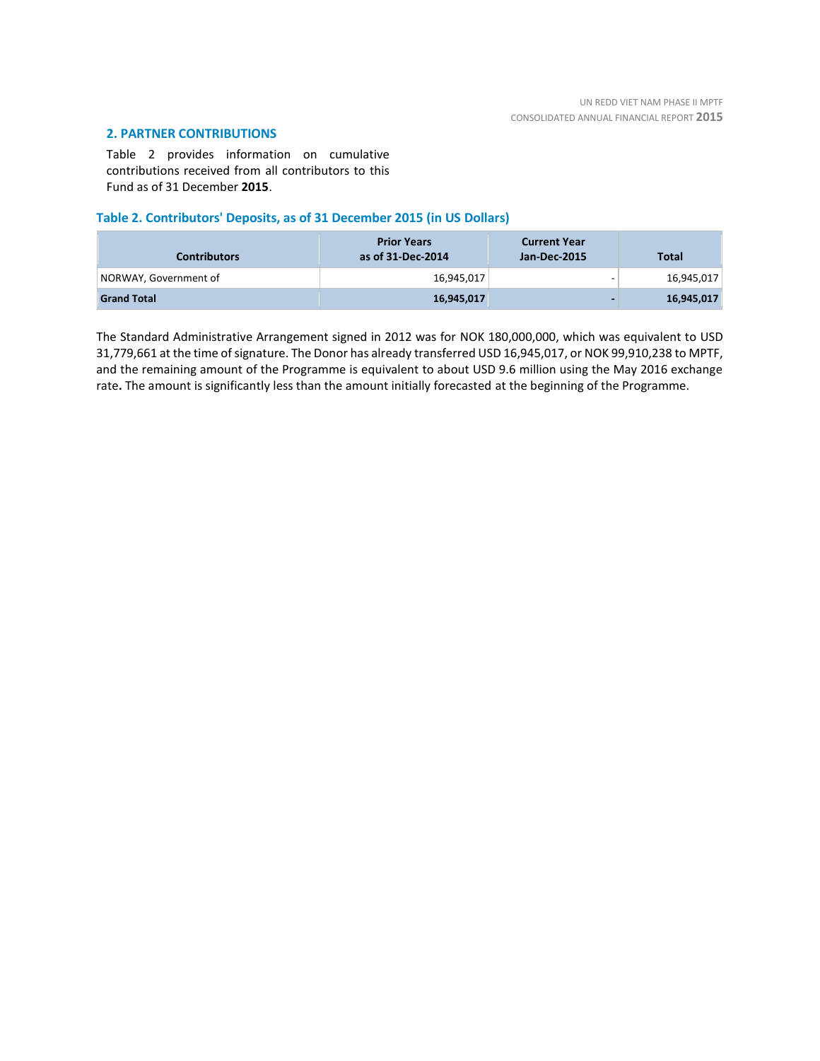## 2. PARTNER CONTRIBUTIONS

Table 2 provides information on cumulative contributions received from all contributors to this Fund as of 31 December **2015**.

### Table 2. Contributors' Deposits, as of 31 December 2015 (in US Dollars)

| Contributors | Prior Years as of 31-Dec-2014 | Current Year Jan-Dec-2015 | Total |
|---|---|---|---|
| NORWAY, Government of | 16,945,017 | - | 16,945,017 |
| **Grand Total** | **16,945,017** | **-** | **16,945,017** |

The Standard Administrative Arrangement signed in 2012 was for NOK 180,000,000, which was equivalent to USD 31,779,661 at the time of signature. The Donor has already transferred USD 16,945,017, or NOK 99,910,238 to MPTF, and the remaining amount of the Programme is equivalent to about USD 9.6 million using the May 2016 exchange rate**.** The amount is significantly less than the amount initially forecasted at the beginning of the Programme.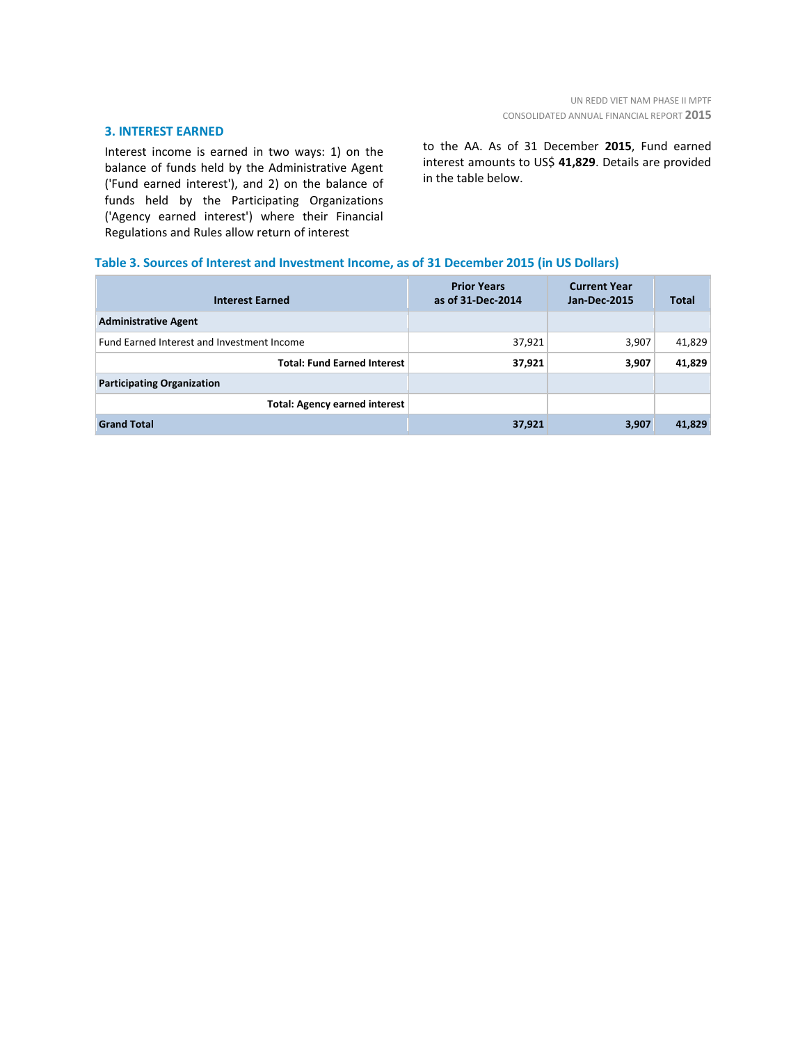## 3. INTEREST EARNED

Interest income is earned in two ways: 1) on the balance of funds held by the Administrative Agent ('Fund earned interest'), and 2) on the balance of funds held by the Participating Organizations ('Agency earned interest') where their Financial Regulations and Rules allow return of interest to the AA. As of 31 December **2015**, Fund earned interest amounts to US$ **41,829**. Details are provided in the table below.

**Table 3. Sources of Interest and Investment Income, as of 31 December 2015 (in US Dollars)**

| Interest Earned | Prior Years as of 31-Dec-2014 | Current Year Jan-Dec-2015 | Total |
|---|---|---|---|
| **Administrative Agent** | | | |
| Fund Earned Interest and Investment Income | 37,921 | 3,907 | 41,829 |
| **Total: Fund Earned Interest** | **37,921** | **3,907** | **41,829** |
| **Participating Organization** | | | |
| **Total: Agency earned interest** | | | |
| **Grand Total** | **37,921** | **3,907** | **41,829** |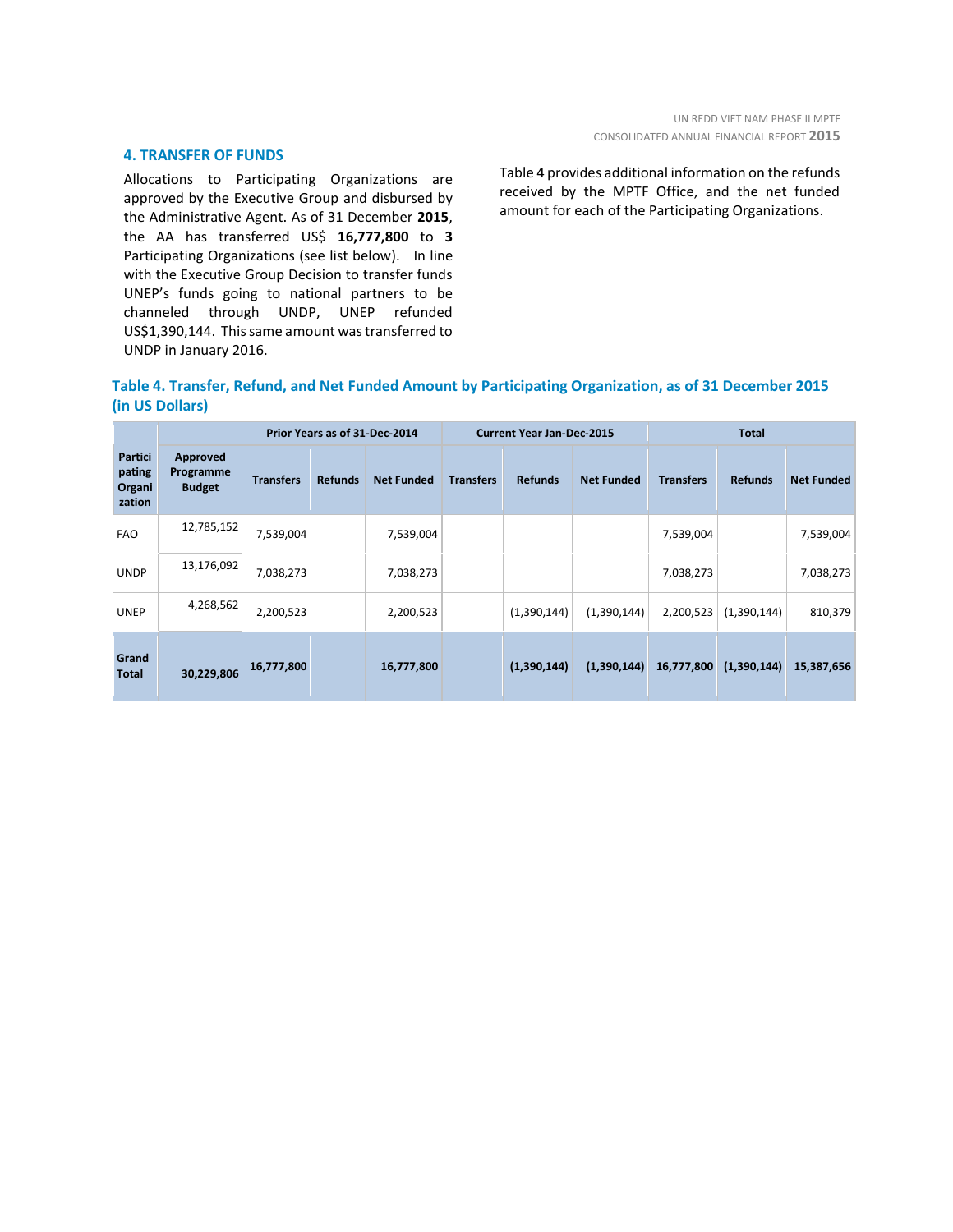## 4. TRANSFER OF FUNDS

Allocations to Participating Organizations are approved by the Executive Group and disbursed by the Administrative Agent. As of 31 December **2015**, the AA has transferred US$ **16,777,800** to **3** Participating Organizations (see list below). In line with the Executive Group Decision to transfer funds UNEP's funds going to national partners to be channeled through UNDP, UNEP refunded US$1,390,144. This same amount was transferred to UNDP in January 2016.

Table 4 provides additional information on the refunds received by the MPTF Office, and the net funded amount for each of the Participating Organizations.

**Table 4. Transfer, Refund, and Net Funded Amount by Participating Organization, as of 31 December 2015 (in US Dollars)**

| Participating Organization | Approved Programme Budget | Prior Years as of 31-Dec-2014 | | | Current Year Jan-Dec-2015 | | | Total | | |
|---|---|---|---|---|---|---|---|---|---|---|
| | | Transfers | Refunds | Net Funded | Transfers | Refunds | Net Funded | Transfers | Refunds | Net Funded |
| FAO | 12,785,152 | 7,539,004 | | 7,539,004 | | | | 7,539,004 | | 7,539,004 |
| UNDP | 13,176,092 | 7,038,273 | | 7,038,273 | | | | 7,038,273 | | 7,038,273 |
| UNEP | 4,268,562 | 2,200,523 | | 2,200,523 | | (1,390,144) | (1,390,144) | 2,200,523 | (1,390,144) | 810,379 |
| **Grand Total** | **30,229,806** | **16,777,800** | | **16,777,800** | | **(1,390,144)** | **(1,390,144)** | **16,777,800** | **(1,390,144)** | **15,387,656** |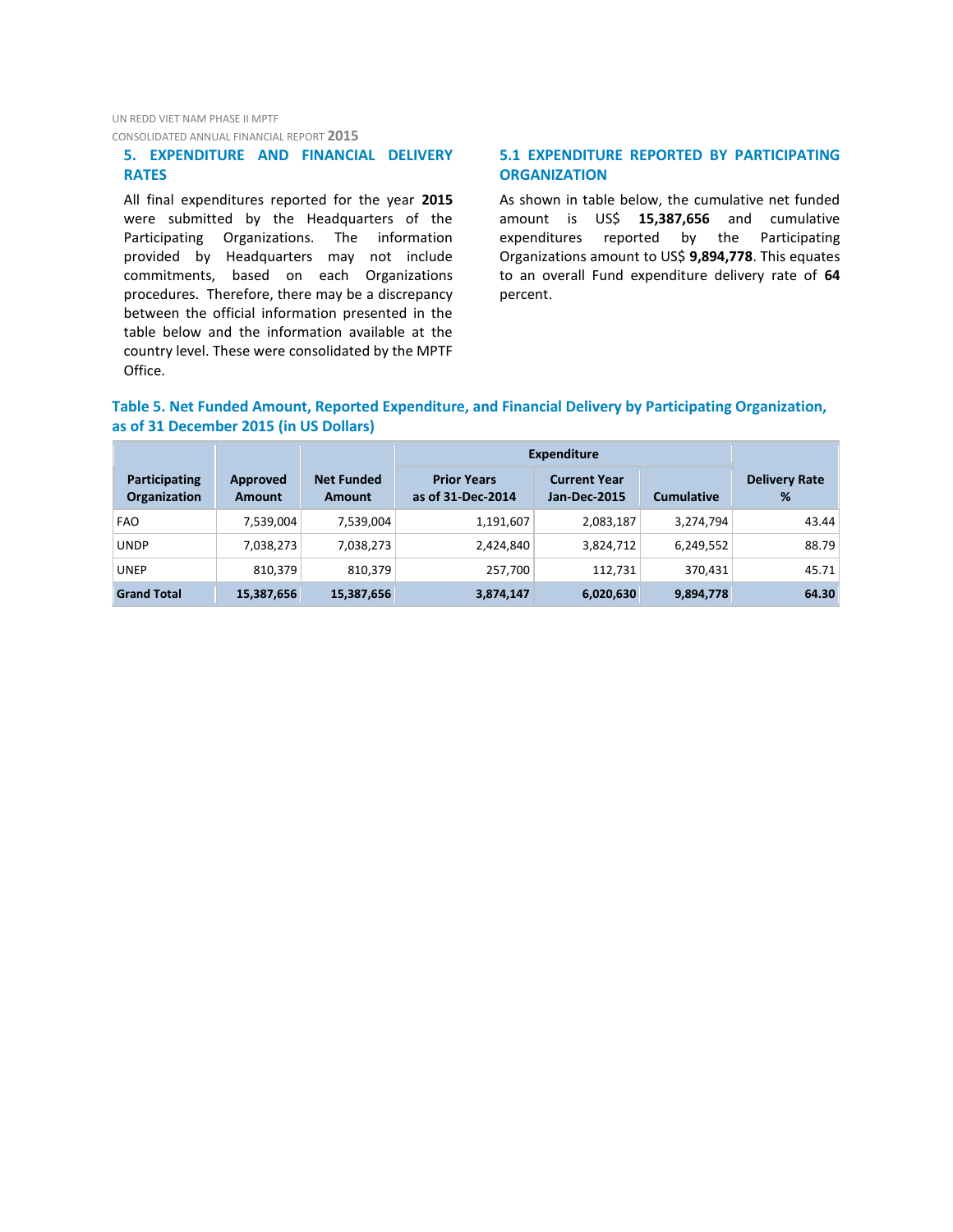## 5. EXPENDITURE AND FINANCIAL DELIVERY RATES

All final expenditures reported for the year **2015** were submitted by the Headquarters of the Participating Organizations. The information provided by Headquarters may not include commitments, based on each Organizations procedures. Therefore, there may be a discrepancy between the official information presented in the table below and the information available at the country level. These were consolidated by the MPTF Office.

### 5.1 EXPENDITURE REPORTED BY PARTICIPATING ORGANIZATION

As shown in table below, the cumulative net funded amount is US$ **15,387,656** and cumulative expenditures reported by the Participating Organizations amount to US$ **9,894,778**. This equates to an overall Fund expenditure delivery rate of **64** percent.

**Table 5. Net Funded Amount, Reported Expenditure, and Financial Delivery by Participating Organization, as of 31 December 2015 (in US Dollars)**

| Participating Organization | Approved Amount | Net Funded Amount | Expenditure | | | Delivery Rate % |
|---|---|---|---|---|---|---|
| | | | Prior Years as of 31-Dec-2014 | Current Year Jan-Dec-2015 | Cumulative | |
| FAO | 7,539,004 | 7,539,004 | 1,191,607 | 2,083,187 | 3,274,794 | 43.44 |
| UNDP | 7,038,273 | 7,038,273 | 2,424,840 | 3,824,712 | 6,249,552 | 88.79 |
| UNEP | 810,379 | 810,379 | 257,700 | 112,731 | 370,431 | 45.71 |
| **Grand Total** | **15,387,656** | **15,387,656** | **3,874,147** | **6,020,630** | **9,894,778** | **64.30** |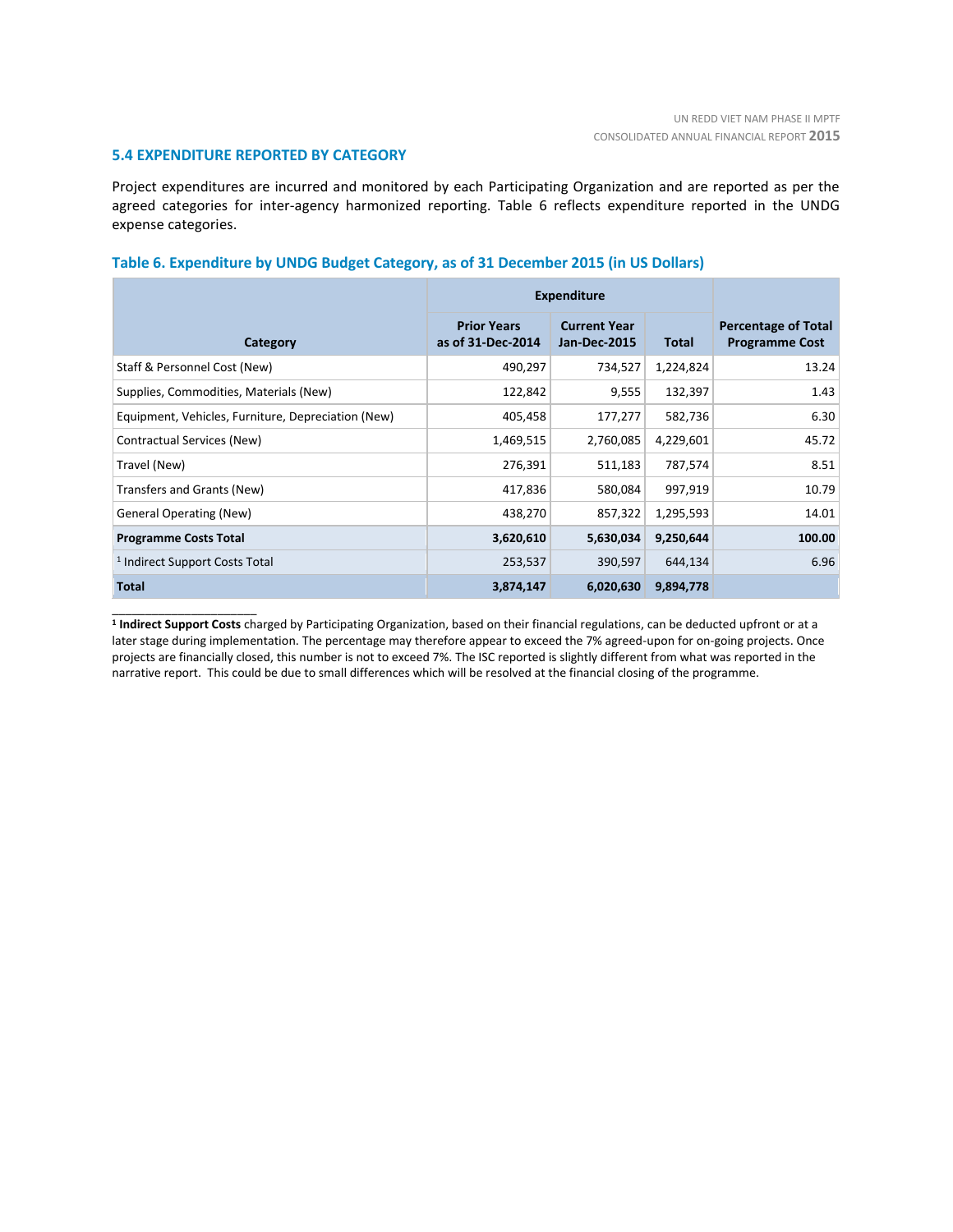### 5.4 EXPENDITURE REPORTED BY CATEGORY

Project expenditures are incurred and monitored by each Participating Organization and are reported as per the agreed categories for inter-agency harmonized reporting. Table 6 reflects expenditure reported in the UNDG expense categories.

**Table 6. Expenditure by UNDG Budget Category, as of 31 December 2015 (in US Dollars)**

| Category | Expenditure | | | Percentage of Total Programme Cost |
|---|---|---|---|---|
| | Prior Years as of 31-Dec-2014 | Current Year Jan-Dec-2015 | Total | |
| Staff & Personnel Cost (New) | 490,297 | 734,527 | 1,224,824 | 13.24 |
| Supplies, Commodities, Materials (New) | 122,842 | 9,555 | 132,397 | 1.43 |
| Equipment, Vehicles, Furniture, Depreciation (New) | 405,458 | 177,277 | 582,736 | 6.30 |
| Contractual Services (New) | 1,469,515 | 2,760,085 | 4,229,601 | 45.72 |
| Travel (New) | 276,391 | 511,183 | 787,574 | 8.51 |
| Transfers and Grants (New) | 417,836 | 580,084 | 997,919 | 10.79 |
| General Operating (New) | 438,270 | 857,322 | 1,295,593 | 14.01 |
| **Programme Costs Total** | **3,620,610** | **5,630,034** | **9,250,644** | **100.00** |
| [1] Indirect Support Costs Total | 253,537 | 390,597 | 644,134 | 6.96 |
| **Total** | **3,874,147** | **6,020,630** | **9,894,778** | |

[1] **Indirect Support Costs** charged by Participating Organization, based on their financial regulations, can be deducted upfront or at a later stage during implementation. The percentage may therefore appear to exceed the 7% agreed-upon for on-going projects. Once projects are financially closed, this number is not to exceed 7%. The ISC reported is slightly different from what was reported in the narrative report. This could be due to small differences which will be resolved at the financial closing of the programme.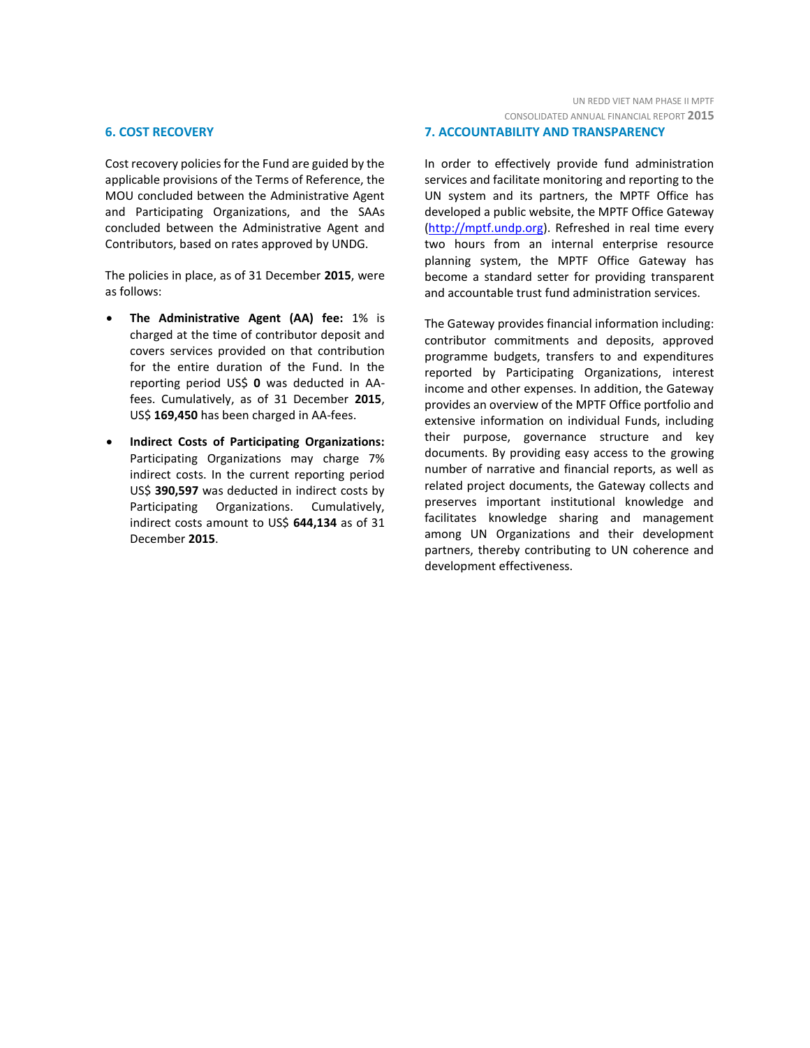## 6. COST RECOVERY

Cost recovery policies for the Fund are guided by the applicable provisions of the Terms of Reference, the MOU concluded between the Administrative Agent and Participating Organizations, and the SAAs concluded between the Administrative Agent and Contributors, based on rates approved by UNDG.

The policies in place, as of 31 December **2015**, were as follows:

- **The Administrative Agent (AA) fee:** 1% is charged at the time of contributor deposit and covers services provided on that contribution for the entire duration of the Fund. In the reporting period US$ **0** was deducted in AA-fees. Cumulatively, as of 31 December **2015**, US$ **169,450** has been charged in AA-fees.
- **Indirect Costs of Participating Organizations:** Participating Organizations may charge 7% indirect costs. In the current reporting period US$ **390,597** was deducted in indirect costs by Participating Organizations. Cumulatively, indirect costs amount to US$ **644,134** as of 31 December **2015**.

## 7. ACCOUNTABILITY AND TRANSPARENCY

In order to effectively provide fund administration services and facilitate monitoring and reporting to the UN system and its partners, the MPTF Office has developed a public website, the MPTF Office Gateway (http://mptf.undp.org). Refreshed in real time every two hours from an internal enterprise resource planning system, the MPTF Office Gateway has become a standard setter for providing transparent and accountable trust fund administration services.

The Gateway provides financial information including: contributor commitments and deposits, approved programme budgets, transfers to and expenditures reported by Participating Organizations, interest income and other expenses. In addition, the Gateway provides an overview of the MPTF Office portfolio and extensive information on individual Funds, including their purpose, governance structure and key documents. By providing easy access to the growing number of narrative and financial reports, as well as related project documents, the Gateway collects and preserves important institutional knowledge and facilitates knowledge sharing and management among UN Organizations and their development partners, thereby contributing to UN coherence and development effectiveness.